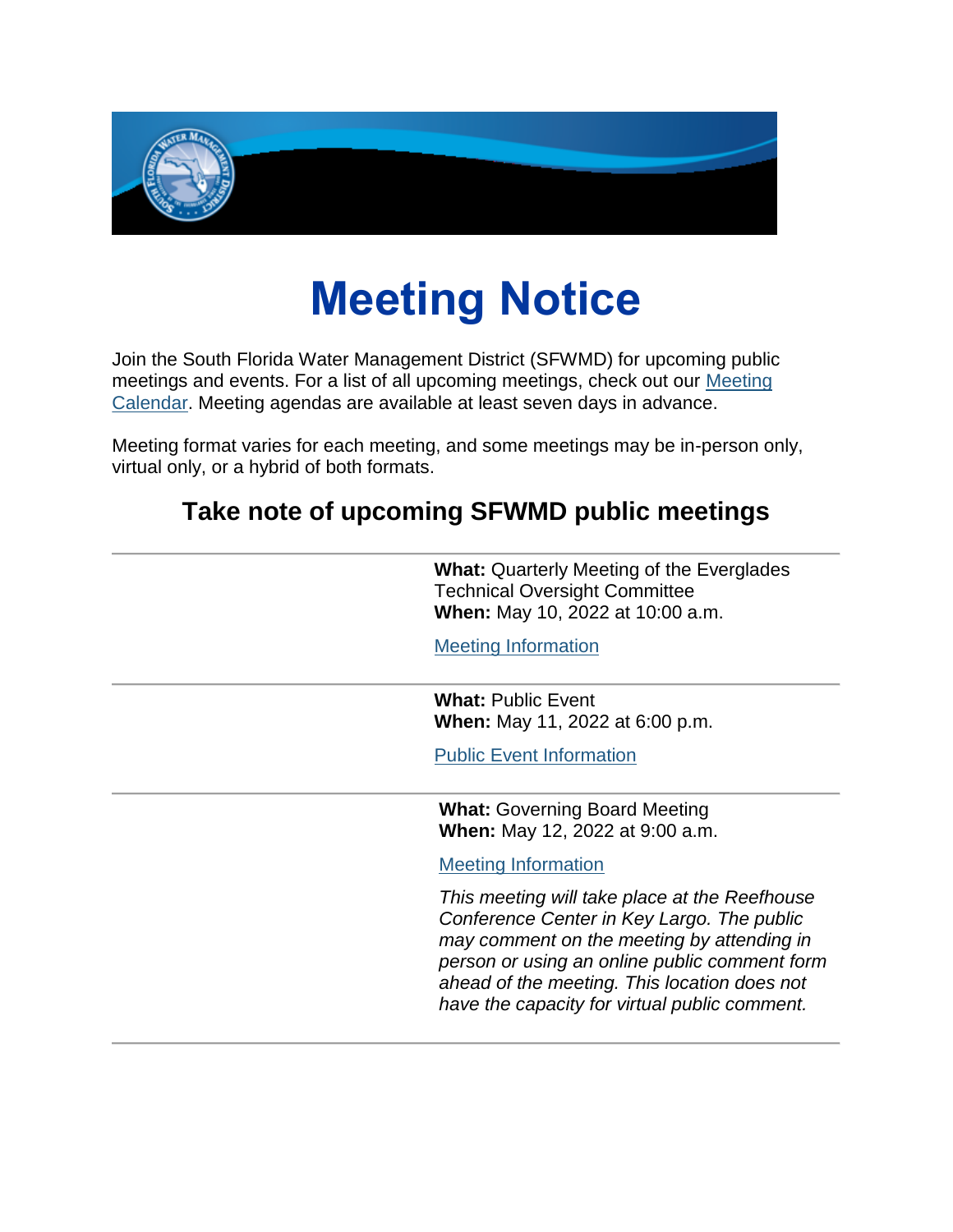# Meeting Notice

Join the South Florida Water Management District (SFWMD) for upcoming public meetings and events. For a list of all upcoming meetings, check out our Meeting Calendar. Meeting agendas are available at least seven days in advance.

Meeting format varies for each meeting, and some meetings may be in-person only, virtual only, or a hybrid of both formats.

## Take note of upcoming SFWMD public meetings

---

**What:** Quarterly Meeting of the Everglades Technical Oversight Committee
**When:** May 10, 2022 at 10:00 a.m.

Meeting Information

---

**What:** Public Event
**When:** May 11, 2022 at 6:00 p.m.

Public Event Information

---

**What:** Governing Board Meeting
**When:** May 12, 2022 at 9:00 a.m.

Meeting Information

*This meeting will take place at the Reefhouse Conference Center in Key Largo. The public may comment on the meeting by attending in person or using an online public comment form ahead of the meeting. This location does not have the capacity for virtual public comment.*

---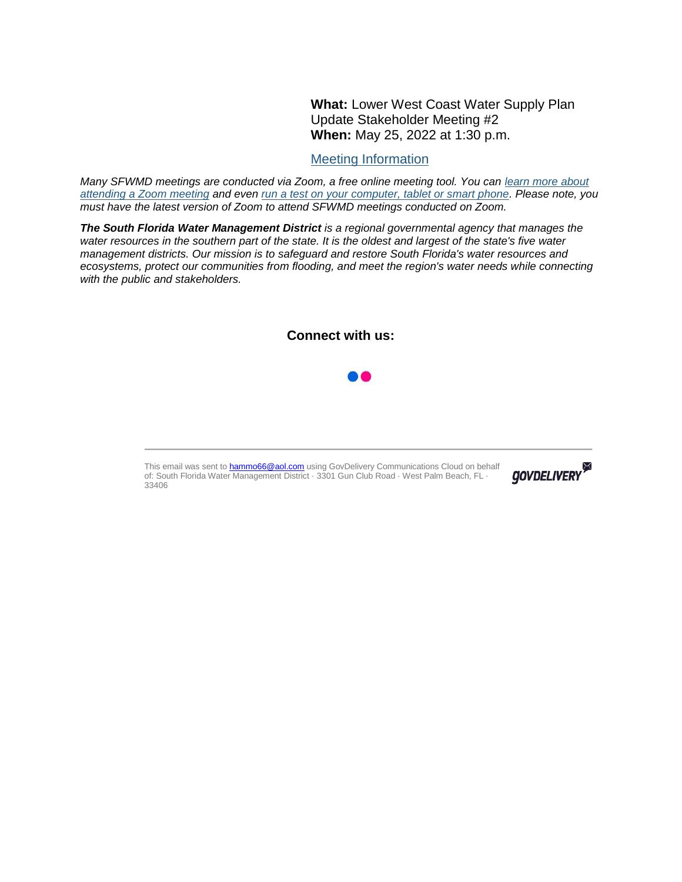**What:** Lower West Coast Water Supply Plan Update Stakeholder Meeting #2
**When:** May 25, 2022 at 1:30 p.m.

Meeting Information

*Many SFWMD meetings are conducted via Zoom, a free online meeting tool. You can learn more about attending a Zoom meeting and even run a test on your computer, tablet or smart phone. Please note, you must have the latest version of Zoom to attend SFWMD meetings conducted on Zoom.*

***The South Florida Water Management District*** *is a regional governmental agency that manages the water resources in the southern part of the state. It is the oldest and largest of the state's five water management districts. Our mission is to safeguard and restore South Florida's water resources and ecosystems, protect our communities from flooding, and meet the region's water needs while connecting with the public and stakeholders.*

**Connect with us:**

---

This email was sent to hammo66@aol.com using GovDelivery Communications Cloud on behalf of: South Florida Water Management District · 3301 Gun Club Road · West Palm Beach, FL · 33406

GOVDELIVERY